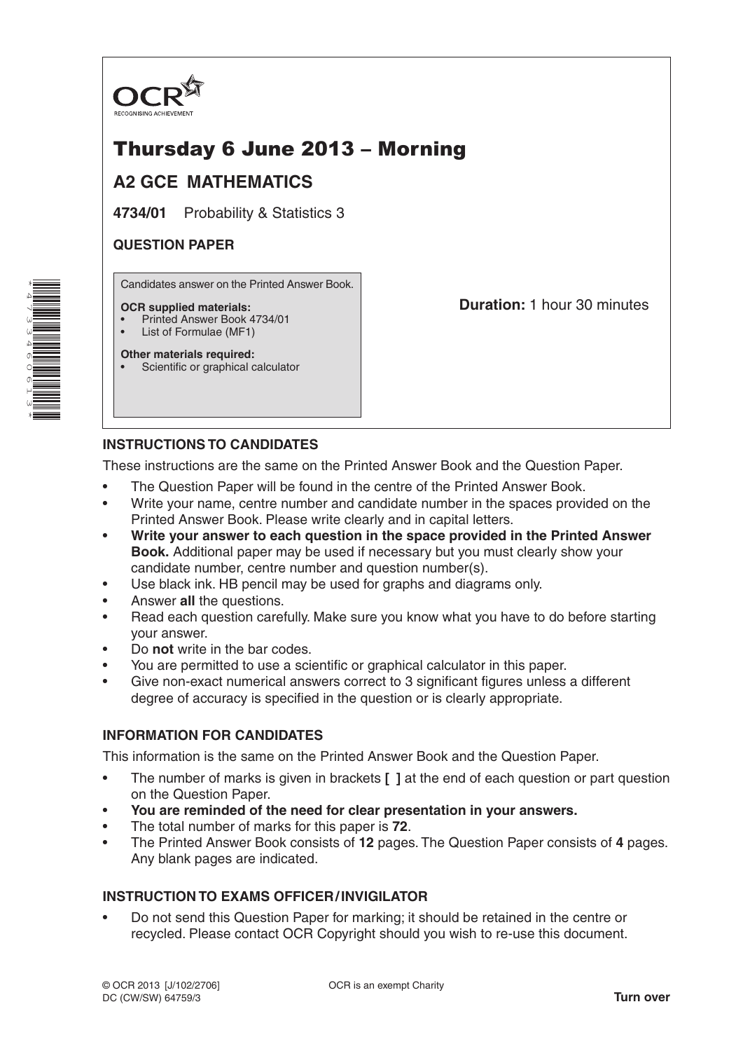OCR
RECOGNISING ACHIEVEMENT

# Thursday 6 June 2013 – Morning

## A2 GCE MATHEMATICS

**4734/01** Probability & Statistics 3

**QUESTION PAPER**

Candidates answer on the Printed Answer Book.

**OCR supplied materials:**
- Printed Answer Book 4734/01
- List of Formulae (MF1)

**Other materials required:**
- Scientific or graphical calculator

**Duration:** 1 hour 30 minutes

### INSTRUCTIONS TO CANDIDATES

These instructions are the same on the Printed Answer Book and the Question Paper.

- The Question Paper will be found in the centre of the Printed Answer Book.
- Write your name, centre number and candidate number in the spaces provided on the Printed Answer Book. Please write clearly and in capital letters.
- **Write your answer to each question in the space provided in the Printed Answer Book.** Additional paper may be used if necessary but you must clearly show your candidate number, centre number and question number(s).
- Use black ink. HB pencil may be used for graphs and diagrams only.
- Answer **all** the questions.
- Read each question carefully. Make sure you know what you have to do before starting your answer.
- Do **not** write in the bar codes.
- You are permitted to use a scientific or graphical calculator in this paper.
- Give non-exact numerical answers correct to 3 significant figures unless a different degree of accuracy is specified in the question or is clearly appropriate.

### INFORMATION FOR CANDIDATES

This information is the same on the Printed Answer Book and the Question Paper.

- The number of marks is given in brackets **[ ]** at the end of each question or part question on the Question Paper.
- **You are reminded of the need for clear presentation in your answers.**
- The total number of marks for this paper is **72**.
- The Printed Answer Book consists of **12** pages. The Question Paper consists of **4** pages. Any blank pages are indicated.

### INSTRUCTION TO EXAMS OFFICER / INVIGILATOR

- Do not send this Question Paper for marking; it should be retained in the centre or recycled. Please contact OCR Copyright should you wish to re-use this document.

© OCR 2013 [J/102/2706]
DC (CW/SW) 64759/3

OCR is an exempt Charity

**Turn over**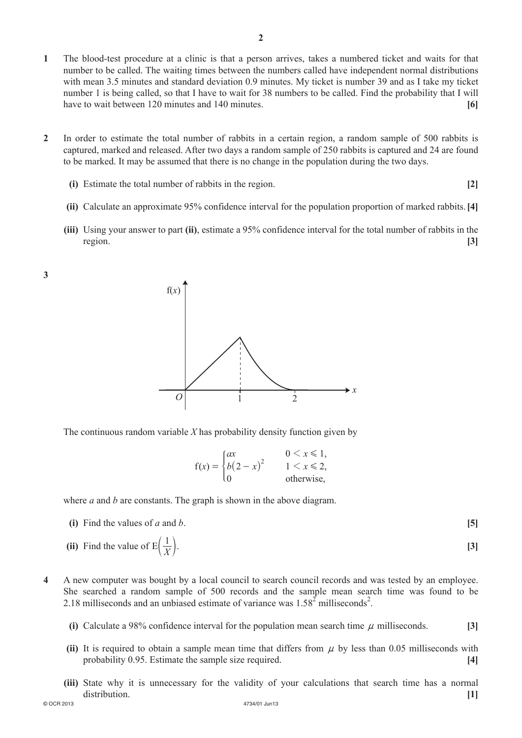**1** The blood-test procedure at a clinic is that a person arrives, takes a numbered ticket and waits for that number to be called. The waiting times between the numbers called have independent normal distributions with mean 3.5 minutes and standard deviation 0.9 minutes. My ticket is number 39 and as I take my ticket number 1 is being called, so that I have to wait for 38 numbers to be called. Find the probability that I will have to wait between 120 minutes and 140 minutes. **[6]**

**2** In order to estimate the total number of rabbits in a certain region, a random sample of 500 rabbits is captured, marked and released. After two days a random sample of 250 rabbits is captured and 24 are found to be marked. It may be assumed that there is no change in the population during the two days.

**(i)** Estimate the total number of rabbits in the region. **[2]**

**(ii)** Calculate an approximate 95% confidence interval for the population proportion of marked rabbits. **[4]**

**(iii)** Using your answer to part **(ii)**, estimate a 95% confidence interval for the total number of rabbits in the region. **[3]**

**3**

The continuous random variable $X$ has probability density function given by

$$f(x) = \begin{cases} ax & 0 < x \leqslant 1, \\ b(2-x)^2 & 1 < x \leqslant 2, \\ 0 & \text{otherwise,} \end{cases}$$

where $a$ and $b$ are constants. The graph is shown in the above diagram.

**(i)** Find the values of $a$ and $b$. **[5]**

**(ii)** Find the value of $\mathrm{E}\left(\frac{1}{X}\right)$. **[3]**

**4** A new computer was bought by a local council to search council records and was tested by an employee. She searched a random sample of 500 records and the sample mean search time was found to be 2.18 milliseconds and an unbiased estimate of variance was $1.58^2$ milliseconds$^2$.

**(i)** Calculate a 98% confidence interval for the population mean search time $\mu$ milliseconds. **[3]**

**(ii)** It is required to obtain a sample mean time that differs from $\mu$ by less than 0.05 milliseconds with probability 0.95. Estimate the sample size required. **[4]**

**(iii)** State why it is unnecessary for the validity of your calculations that search time has a normal distribution. **[1]**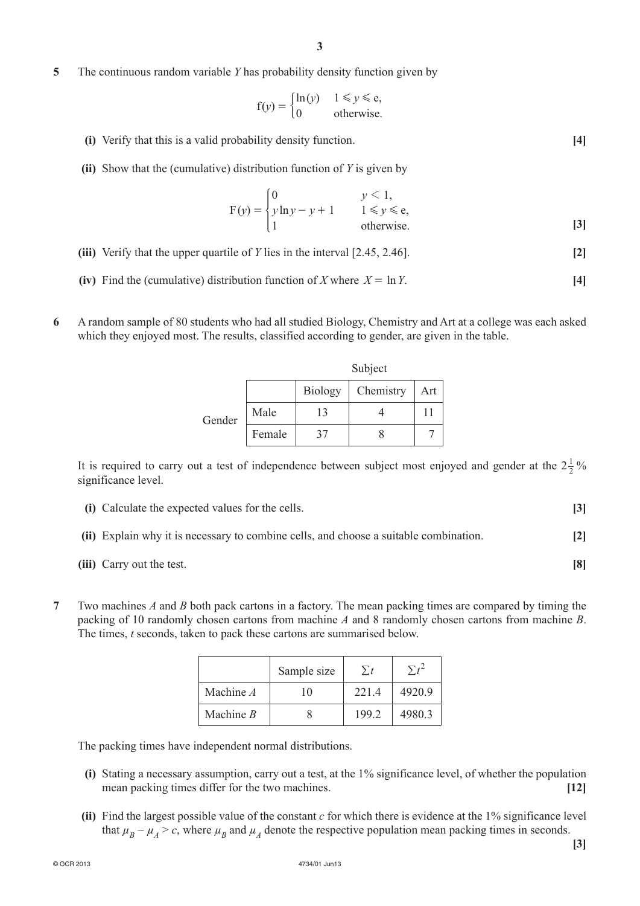**5** The continuous random variable $Y$ has probability density function given by

$$f(y) = \begin{cases} \ln(y) & 1 \leqslant y \leqslant e, \\ 0 & \text{otherwise.} \end{cases}$$

**(i)** Verify that this is a valid probability density function. **[4]**

**(ii)** Show that the (cumulative) distribution function of $Y$ is given by

$$F(y) = \begin{cases} 0 & y < 1, \\ y\ln y - y + 1 & 1 \leqslant y \leqslant e, \\ 1 & \text{otherwise.} \end{cases}$$

**[3]**

**(iii)** Verify that the upper quartile of $Y$ lies in the interval [2.45, 2.46]. **[2]**

**(iv)** Find the (cumulative) distribution function of $X$ where $X = \ln Y$. **[4]**

**6** A random sample of 80 students who had all studied Biology, Chemistry and Art at a college was each asked which they enjoyed most. The results, classified according to gender, are given in the table.

| | | Subject | | |
|---|---|---|---|---|
| | | Biology | Chemistry | Art |
| Gender | Male | 13 | 4 | 11 |
| | Female | 37 | 8 | 7 |

It is required to carry out a test of independence between subject most enjoyed and gender at the $2\frac{1}{2}\%$ significance level.

**(i)** Calculate the expected values for the cells. **[3]**

**(ii)** Explain why it is necessary to combine cells, and choose a suitable combination. **[2]**

**(iii)** Carry out the test. **[8]**

**7** Two machines $A$ and $B$ both pack cartons in a factory. The mean packing times are compared by timing the packing of 10 randomly chosen cartons from machine $A$ and 8 randomly chosen cartons from machine $B$. The times, $t$ seconds, taken to pack these cartons are summarised below.

| | Sample size | $\Sigma t$ | $\Sigma t^2$ |
|---|---|---|---|
| Machine $A$ | 10 | 221.4 | 4920.9 |
| Machine $B$ | 8 | 199.2 | 4980.3 |

The packing times have independent normal distributions.

**(i)** Stating a necessary assumption, carry out a test, at the 1% significance level, of whether the population mean packing times differ for the two machines. **[12]**

**(ii)** Find the largest possible value of the constant $c$ for which there is evidence at the 1% significance level that $\mu_B - \mu_A > c$, where $\mu_B$ and $\mu_A$ denote the respective population mean packing times in seconds. **[3]**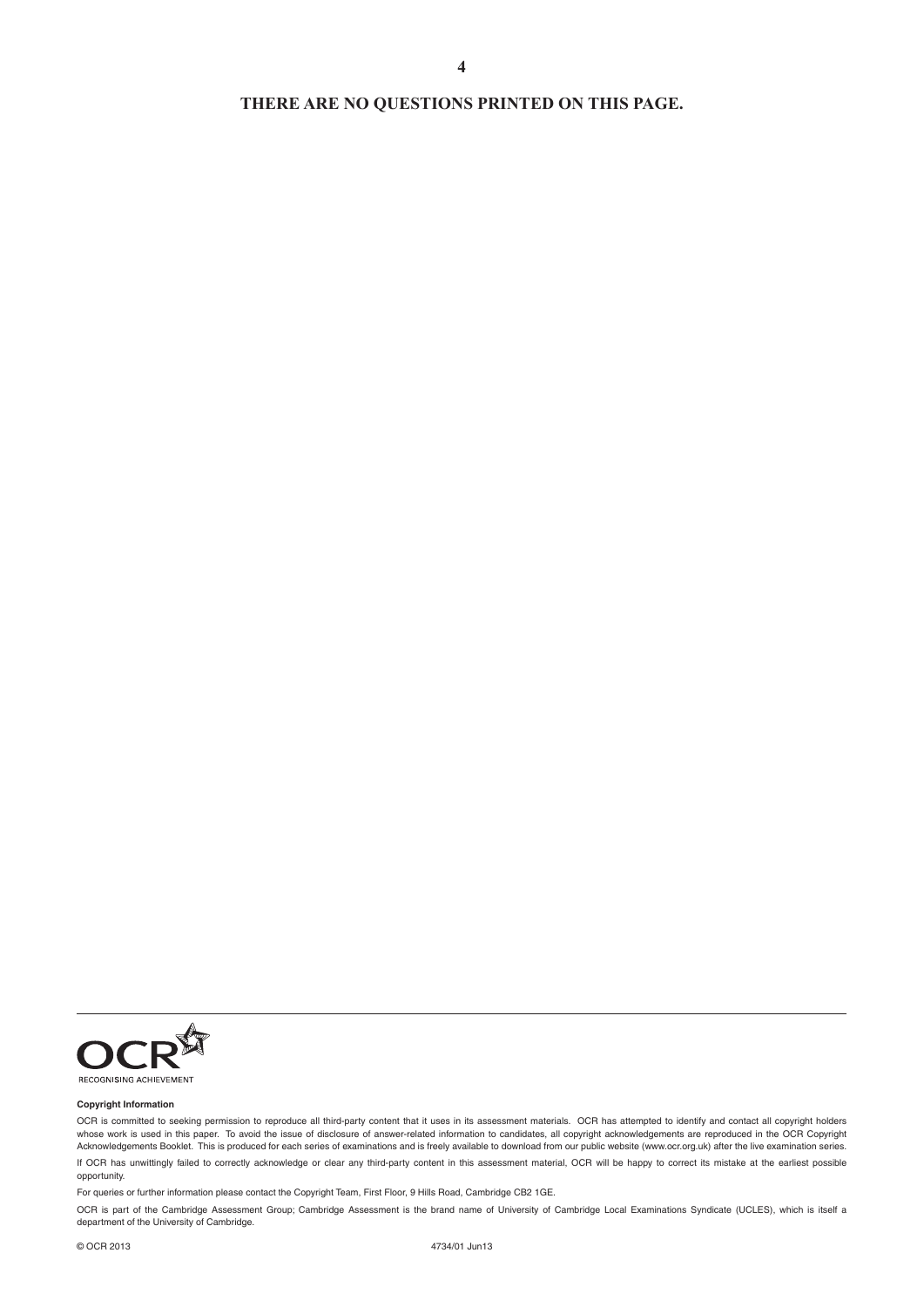**THERE ARE NO QUESTIONS PRINTED ON THIS PAGE.**

RECOGNISING ACHIEVEMENT

**Copyright Information**

OCR is committed to seeking permission to reproduce all third-party content that it uses in its assessment materials. OCR has attempted to identify and contact all copyright holders whose work is used in this paper. To avoid the issue of disclosure of answer-related information to candidates, all copyright acknowledgements are reproduced in the OCR Copyright Acknowledgements Booklet. This is produced for each series of examinations and is freely available to download from our public website (www.ocr.org.uk) after the live examination series.

If OCR has unwittingly failed to correctly acknowledge or clear any third-party content in this assessment material, OCR will be happy to correct its mistake at the earliest possible opportunity.

For queries or further information please contact the Copyright Team, First Floor, 9 Hills Road, Cambridge CB2 1GE.

OCR is part of the Cambridge Assessment Group; Cambridge Assessment is the brand name of University of Cambridge Local Examinations Syndicate (UCLES), which is itself a department of the University of Cambridge.

© OCR 2013 4734/01 Jun13